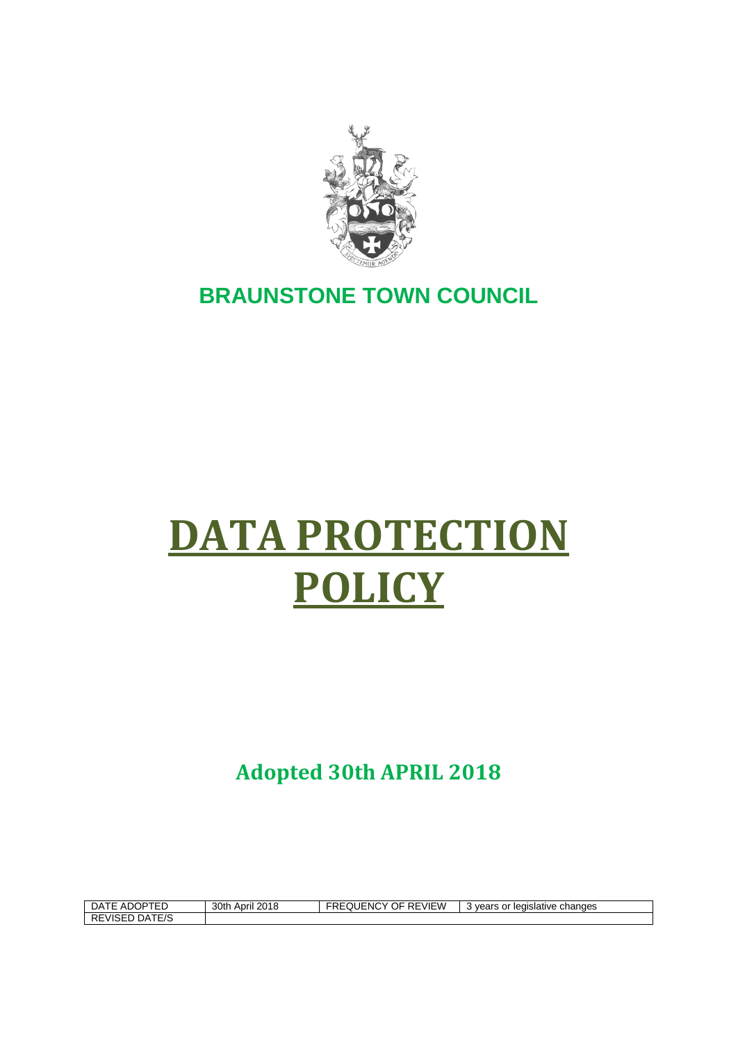# BRAUNSTONE TOWN COUNCIL

# DATA PROTECTION POLICY

## Adopted 30th APRIL 2018

| DATE ADOPTED | 30th April 2018 | FREQUENCY OF REVIEW | 3 years or legislative changes |
|---|---|---|---|
| REVISED DATE/S | | | |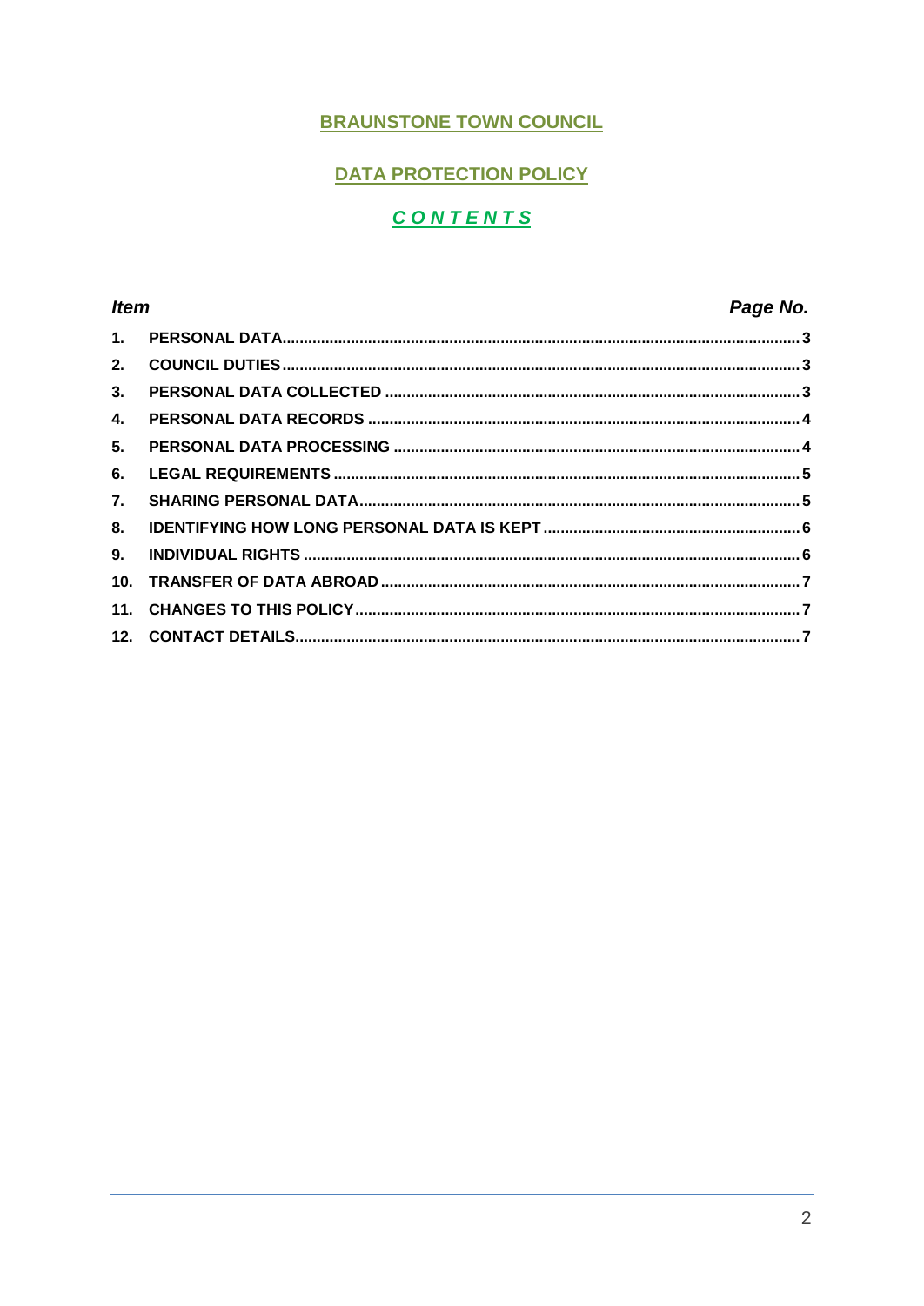# BRAUNSTONE TOWN COUNCIL

## DATA PROTECTION POLICY

## *CONTENTS*

| *Item* | | *Page No.* |
|---|---|---|
| 1. | PERSONAL DATA | 3 |
| 2. | COUNCIL DUTIES | 3 |
| 3. | PERSONAL DATA COLLECTED | 3 |
| 4. | PERSONAL DATA RECORDS | 4 |
| 5. | PERSONAL DATA PROCESSING | 4 |
| 6. | LEGAL REQUIREMENTS | 5 |
| 7. | SHARING PERSONAL DATA | 5 |
| 8. | IDENTIFYING HOW LONG PERSONAL DATA IS KEPT | 6 |
| 9. | INDIVIDUAL RIGHTS | 6 |
| 10. | TRANSFER OF DATA ABROAD | 7 |
| 11. | CHANGES TO THIS POLICY | 7 |
| 12. | CONTACT DETAILS | 7 |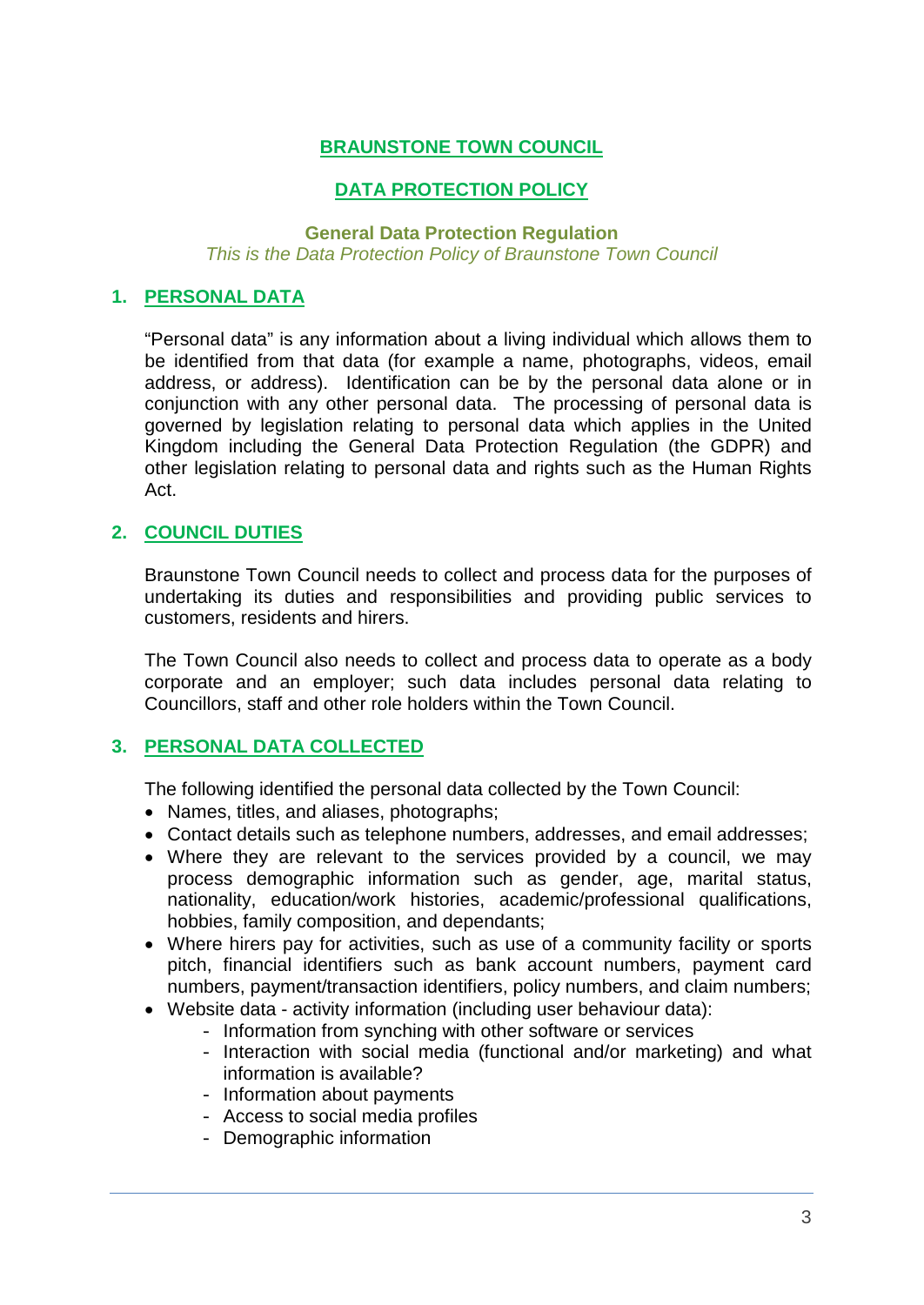# BRAUNSTONE TOWN COUNCIL

# DATA PROTECTION POLICY

**General Data Protection Regulation**

*This is the Data Protection Policy of Braunstone Town Council*

## 1. PERSONAL DATA

"Personal data" is any information about a living individual which allows them to be identified from that data (for example a name, photographs, videos, email address, or address). Identification can be by the personal data alone or in conjunction with any other personal data. The processing of personal data is governed by legislation relating to personal data which applies in the United Kingdom including the General Data Protection Regulation (the GDPR) and other legislation relating to personal data and rights such as the Human Rights Act.

## 2. COUNCIL DUTIES

Braunstone Town Council needs to collect and process data for the purposes of undertaking its duties and responsibilities and providing public services to customers, residents and hirers.

The Town Council also needs to collect and process data to operate as a body corporate and an employer; such data includes personal data relating to Councillors, staff and other role holders within the Town Council.

## 3. PERSONAL DATA COLLECTED

The following identified the personal data collected by the Town Council:

- Names, titles, and aliases, photographs;
- Contact details such as telephone numbers, addresses, and email addresses;
- Where they are relevant to the services provided by a council, we may process demographic information such as gender, age, marital status, nationality, education/work histories, academic/professional qualifications, hobbies, family composition, and dependants;
- Where hirers pay for activities, such as use of a community facility or sports pitch, financial identifiers such as bank account numbers, payment card numbers, payment/transaction identifiers, policy numbers, and claim numbers;
- Website data - activity information (including user behaviour data):
    - Information from synching with other software or services
    - Interaction with social media (functional and/or marketing) and what information is available?
    - Information about payments
    - Access to social media profiles
    - Demographic information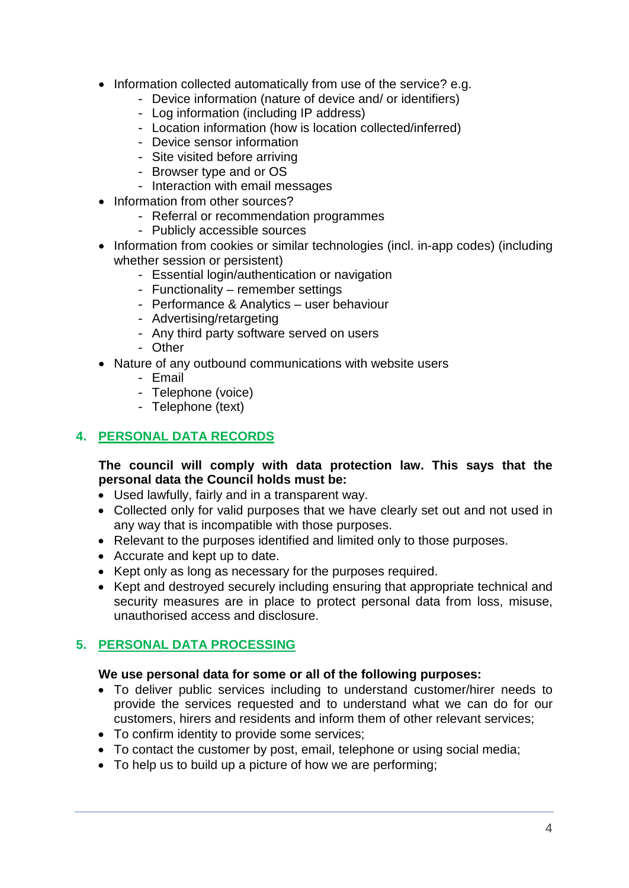- Information collected automatically from use of the service? e.g.
  - Device information (nature of device and/ or identifiers)
  - Log information (including IP address)
  - Location information (how is location collected/inferred)
  - Device sensor information
  - Site visited before arriving
  - Browser type and or OS
  - Interaction with email messages
- Information from other sources?
  - Referral or recommendation programmes
  - Publicly accessible sources
- Information from cookies or similar technologies (incl. in-app codes) (including whether session or persistent)
  - Essential login/authentication or navigation
  - Functionality – remember settings
  - Performance & Analytics – user behaviour
  - Advertising/retargeting
  - Any third party software served on users
  - Other
- Nature of any outbound communications with website users
  - Email
  - Telephone (voice)
  - Telephone (text)

## 4. PERSONAL DATA RECORDS

**The council will comply with data protection law. This says that the personal data the Council holds must be:**

- Used lawfully, fairly and in a transparent way.
- Collected only for valid purposes that we have clearly set out and not used in any way that is incompatible with those purposes.
- Relevant to the purposes identified and limited only to those purposes.
- Accurate and kept up to date.
- Kept only as long as necessary for the purposes required.
- Kept and destroyed securely including ensuring that appropriate technical and security measures are in place to protect personal data from loss, misuse, unauthorised access and disclosure.

## 5. PERSONAL DATA PROCESSING

**We use personal data for some or all of the following purposes:**

- To deliver public services including to understand customer/hirer needs to provide the services requested and to understand what we can do for our customers, hirers and residents and inform them of other relevant services;
- To confirm identity to provide some services;
- To contact the customer by post, email, telephone or using social media;
- To help us to build up a picture of how we are performing;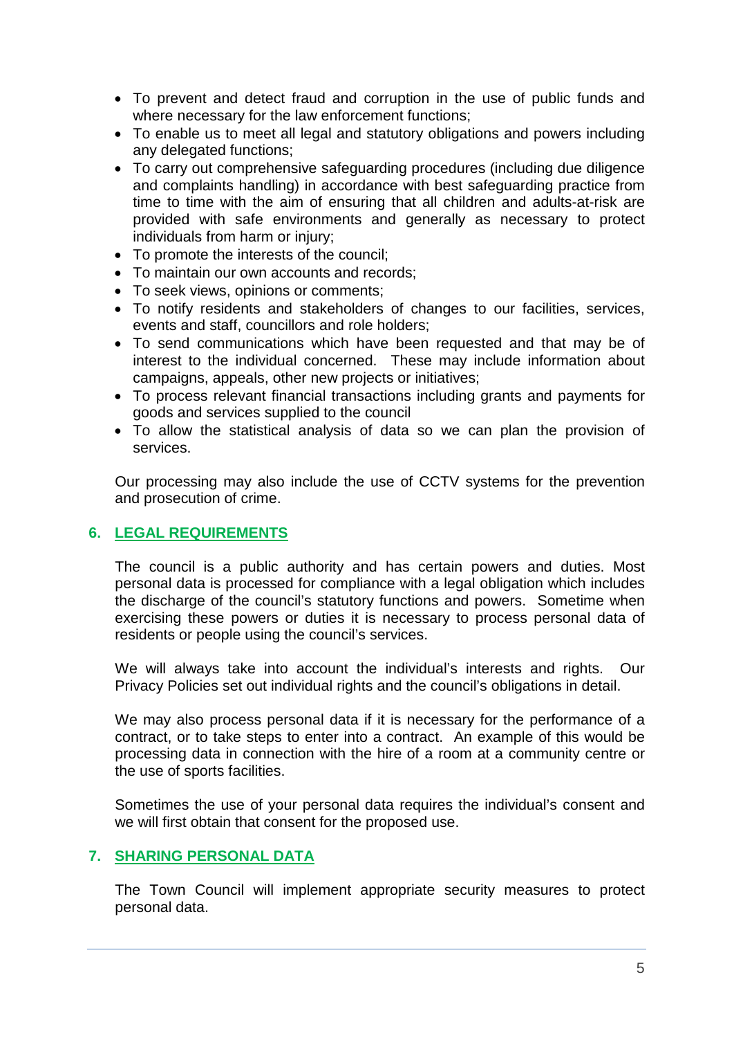- To prevent and detect fraud and corruption in the use of public funds and where necessary for the law enforcement functions;
- To enable us to meet all legal and statutory obligations and powers including any delegated functions;
- To carry out comprehensive safeguarding procedures (including due diligence and complaints handling) in accordance with best safeguarding practice from time to time with the aim of ensuring that all children and adults-at-risk are provided with safe environments and generally as necessary to protect individuals from harm or injury;
- To promote the interests of the council;
- To maintain our own accounts and records;
- To seek views, opinions or comments;
- To notify residents and stakeholders of changes to our facilities, services, events and staff, councillors and role holders;
- To send communications which have been requested and that may be of interest to the individual concerned. These may include information about campaigns, appeals, other new projects or initiatives;
- To process relevant financial transactions including grants and payments for goods and services supplied to the council
- To allow the statistical analysis of data so we can plan the provision of services.

Our processing may also include the use of CCTV systems for the prevention and prosecution of crime.

## 6. LEGAL REQUIREMENTS

The council is a public authority and has certain powers and duties. Most personal data is processed for compliance with a legal obligation which includes the discharge of the council's statutory functions and powers. Sometime when exercising these powers or duties it is necessary to process personal data of residents or people using the council's services.

We will always take into account the individual's interests and rights. Our Privacy Policies set out individual rights and the council's obligations in detail.

We may also process personal data if it is necessary for the performance of a contract, or to take steps to enter into a contract. An example of this would be processing data in connection with the hire of a room at a community centre or the use of sports facilities.

Sometimes the use of your personal data requires the individual's consent and we will first obtain that consent for the proposed use.

## 7. SHARING PERSONAL DATA

The Town Council will implement appropriate security measures to protect personal data.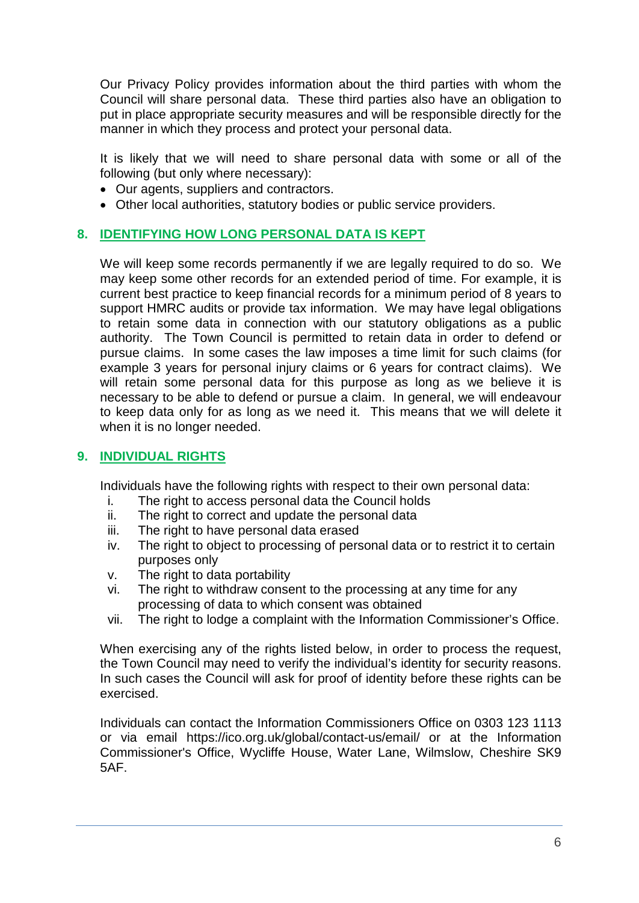Our Privacy Policy provides information about the third parties with whom the Council will share personal data. These third parties also have an obligation to put in place appropriate security measures and will be responsible directly for the manner in which they process and protect your personal data.

It is likely that we will need to share personal data with some or all of the following (but only where necessary):

- Our agents, suppliers and contractors.
- Other local authorities, statutory bodies or public service providers.

## 8. IDENTIFYING HOW LONG PERSONAL DATA IS KEPT

We will keep some records permanently if we are legally required to do so. We may keep some other records for an extended period of time. For example, it is current best practice to keep financial records for a minimum period of 8 years to support HMRC audits or provide tax information. We may have legal obligations to retain some data in connection with our statutory obligations as a public authority. The Town Council is permitted to retain data in order to defend or pursue claims. In some cases the law imposes a time limit for such claims (for example 3 years for personal injury claims or 6 years for contract claims). We will retain some personal data for this purpose as long as we believe it is necessary to be able to defend or pursue a claim. In general, we will endeavour to keep data only for as long as we need it. This means that we will delete it when it is no longer needed.

## 9. INDIVIDUAL RIGHTS

Individuals have the following rights with respect to their own personal data:

i. The right to access personal data the Council holds
ii. The right to correct and update the personal data
iii. The right to have personal data erased
iv. The right to object to processing of personal data or to restrict it to certain purposes only
v. The right to data portability
vi. The right to withdraw consent to the processing at any time for any processing of data to which consent was obtained
vii. The right to lodge a complaint with the Information Commissioner's Office.

When exercising any of the rights listed below, in order to process the request, the Town Council may need to verify the individual's identity for security reasons. In such cases the Council will ask for proof of identity before these rights can be exercised.

Individuals can contact the Information Commissioners Office on 0303 123 1113 or via email https://ico.org.uk/global/contact-us/email/ or at the Information Commissioner's Office, Wycliffe House, Water Lane, Wilmslow, Cheshire SK9 5AF.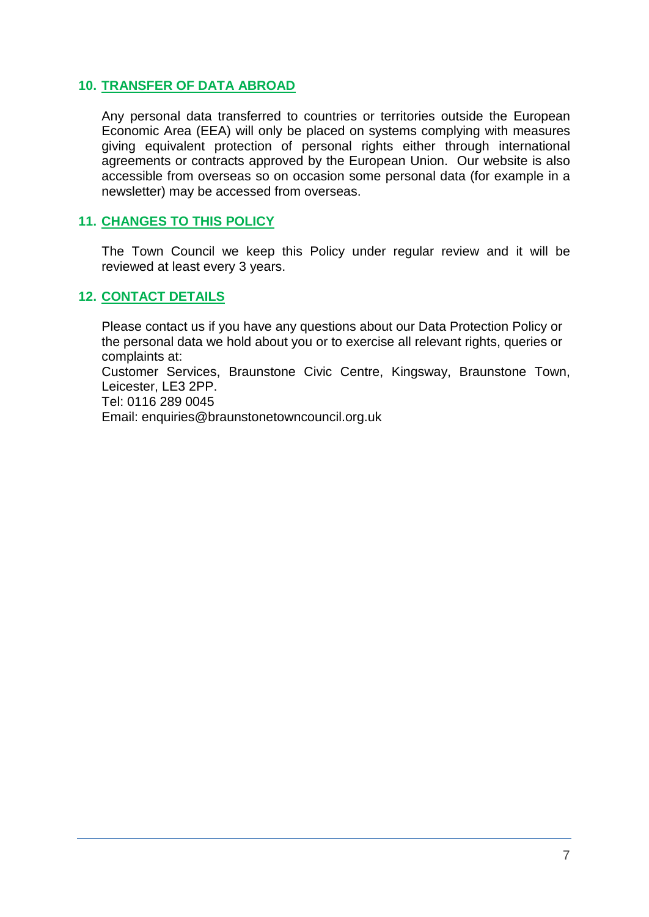## 10. TRANSFER OF DATA ABROAD

Any personal data transferred to countries or territories outside the European Economic Area (EEA) will only be placed on systems complying with measures giving equivalent protection of personal rights either through international agreements or contracts approved by the European Union. Our website is also accessible from overseas so on occasion some personal data (for example in a newsletter) may be accessed from overseas.

## 11. CHANGES TO THIS POLICY

The Town Council we keep this Policy under regular review and it will be reviewed at least every 3 years.

## 12. CONTACT DETAILS

Please contact us if you have any questions about our Data Protection Policy or the personal data we hold about you or to exercise all relevant rights, queries or complaints at:

Customer Services, Braunstone Civic Centre, Kingsway, Braunstone Town, Leicester, LE3 2PP.

Tel: 0116 289 0045

Email: enquiries@braunstonetowncouncil.org.uk